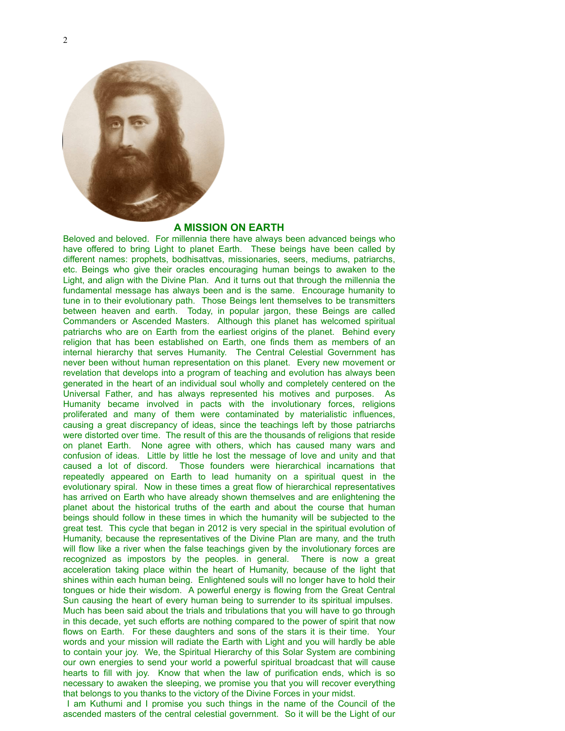## A MISSION ON EARTH

Beloved and beloved. For millennia there have always been advanced beings who have offered to bring Light to planet Earth. These beings have been called by different names: prophets, bodhisattvas, missionaries, seers, mediums, patriarchs, etc. Beings who give their oracles encouraging human beings to awaken to the Light, and align with the Divine Plan. And it turns out that through the millennia the fundamental message has always been and is the same. Encourage humanity to tune in to their evolutionary path. Those Beings lent themselves to be transmitters between heaven and earth. Today, in popular jargon, these Beings are called Commanders or Ascended Masters. Although this planet has welcomed spiritual patriarchs who are on Earth from the earliest origins of the planet. Behind every religion that has been established on Earth, one finds them as members of an internal hierarchy that serves Humanity. The Central Celestial Government has never been without human representation on this planet. Every new movement or revelation that develops into a program of teaching and evolution has always been generated in the heart of an individual soul wholly and completely centered on the Universal Father, and has always represented his motives and purposes. As Humanity became involved in pacts with the involutionary forces, religions proliferated and many of them were contaminated by materialistic influences, causing a great discrepancy of ideas, since the teachings left by those patriarchs were distorted over time. The result of this are the thousands of religions that reside on planet Earth. None agree with others, which has caused many wars and confusion of ideas. Little by little he lost the message of love and unity and that caused a lot of discord. Those founders were hierarchical incarnations that repeatedly appeared on Earth to lead humanity on a spiritual quest in the evolutionary spiral. Now in these times a great flow of hierarchical representatives has arrived on Earth who have already shown themselves and are enlightening the planet about the historical truths of the earth and about the course that human beings should follow in these times in which the humanity will be subjected to the great test. This cycle that began in 2012 is very special in the spiritual evolution of Humanity, because the representatives of the Divine Plan are many, and the truth will flow like a river when the false teachings given by the involutionary forces are recognized as impostors by the peoples. in general. There is now a great acceleration taking place within the heart of Humanity, because of the light that shines within each human being. Enlightened souls will no longer have to hold their tongues or hide their wisdom. A powerful energy is flowing from the Great Central Sun causing the heart of every human being to surrender to its spiritual impulses. Much has been said about the trials and tribulations that you will have to go through in this decade, yet such efforts are nothing compared to the power of spirit that now flows on Earth. For these daughters and sons of the stars it is their time. Your words and your mission will radiate the Earth with Light and you will hardly be able to contain your joy. We, the Spiritual Hierarchy of this Solar System are combining our own energies to send your world a powerful spiritual broadcast that will cause hearts to fill with joy. Know that when the law of purification ends, which is so necessary to awaken the sleeping, we promise you that you will recover everything that belongs to you thanks to the victory of the Divine Forces in your midst.

I am Kuthumi and I promise you such things in the name of the Council of the ascended masters of the central celestial government. So it will be the Light of our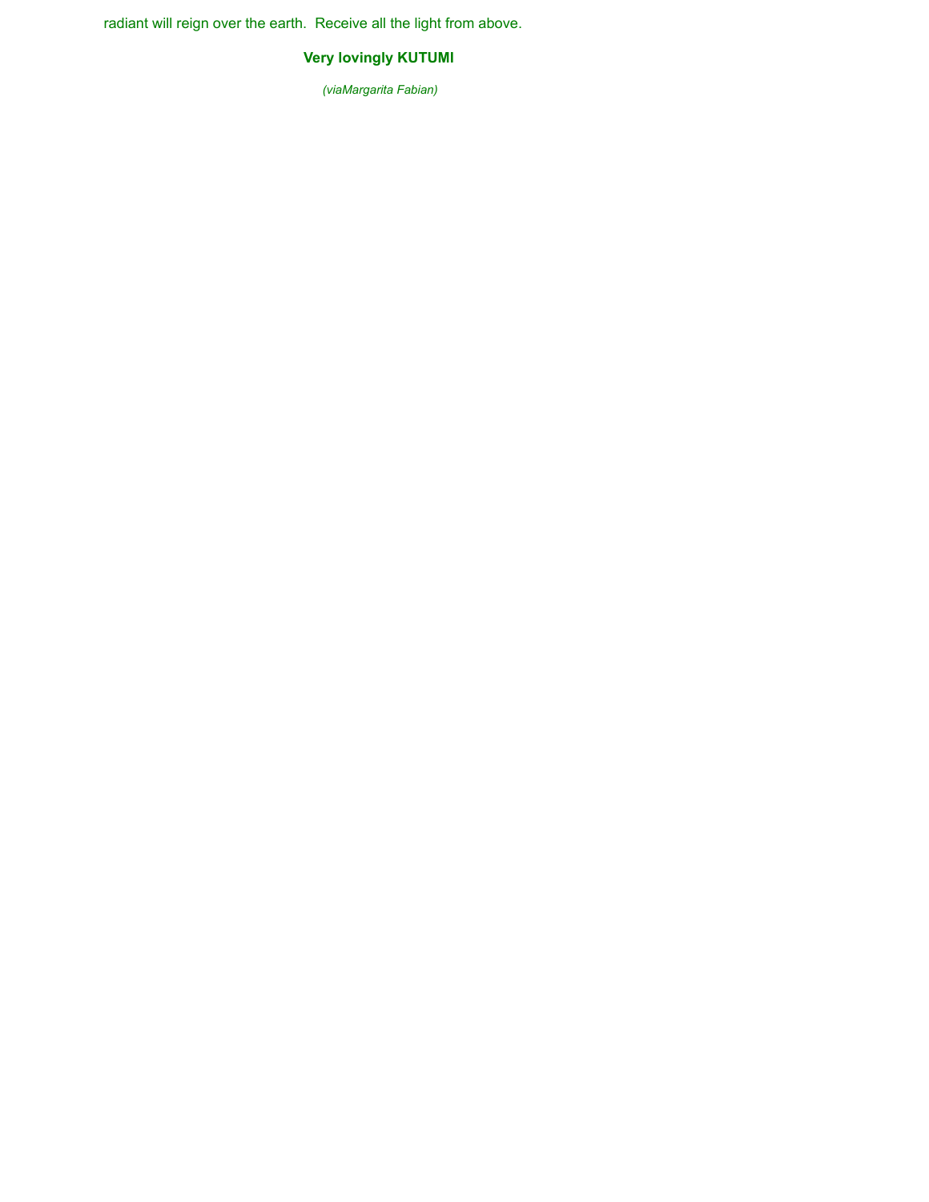radiant will reign over the earth. Receive all the light from above.

**Very lovingly KUTUMI**

*(viaMargarita Fabian)*